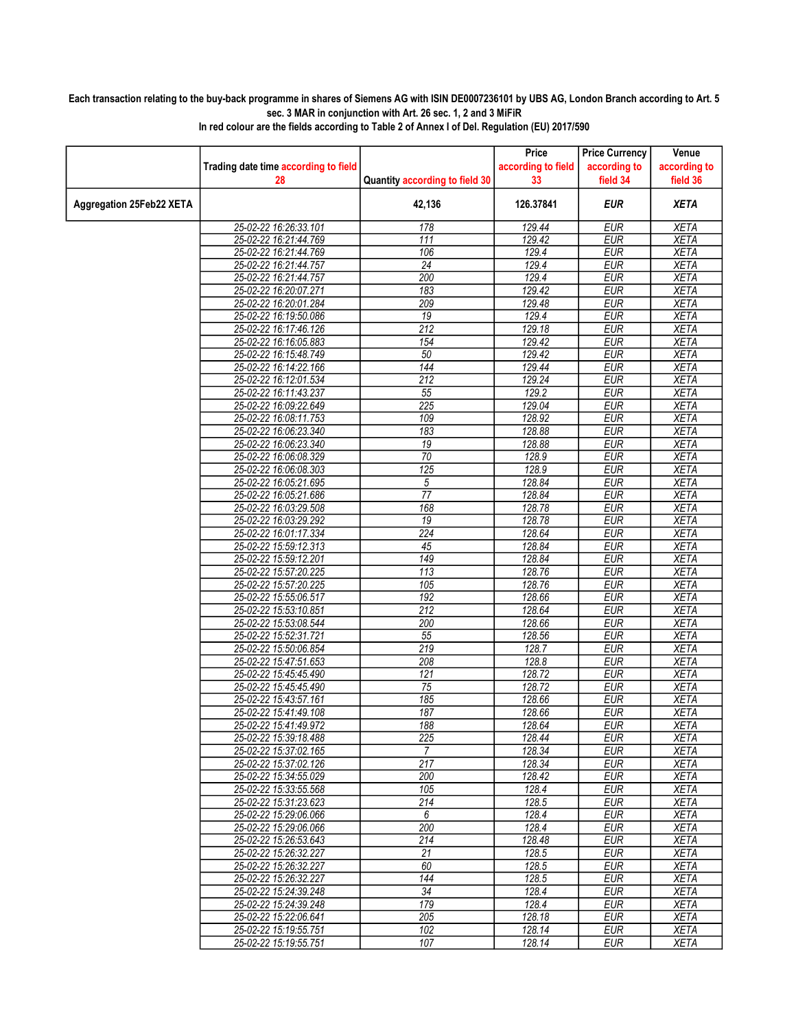**Each transaction relating to the buy-back programme in shares of Siemens AG with ISIN DE0007236101 by UBS AG, London Branch according to Art. 5 sec. 3 MAR in conjunction with Art. 26 sec. 1, 2 and 3 MiFiR**

**In red colour are the fields according to Table 2 of Annex I of Del. Regulation (EU) 2017/590**

| | Trading date time according to field 28 | Quantity according to field 30 | Price according to field 33 | Price Currency according to field 34 | Venue according to field 36 |
|---|---|---|---|---|---|
| **Aggregation 25Feb22 XETA** | | **42,136** | **126.37841** | ***EUR*** | ***XETA*** |
| | 25-02-22 16:26:33.101 | 178 | 129.44 | EUR | XETA |
| | 25-02-22 16:21:44.769 | 111 | 129.42 | EUR | XETA |
| | 25-02-22 16:21:44.769 | 106 | 129.4 | EUR | XETA |
| | 25-02-22 16:21:44.757 | 24 | 129.4 | EUR | XETA |
| | 25-02-22 16:21:44.757 | 200 | 129.4 | EUR | XETA |
| | 25-02-22 16:20:07.271 | 183 | 129.42 | EUR | XETA |
| | 25-02-22 16:20:01.284 | 209 | 129.48 | EUR | XETA |
| | 25-02-22 16:19:50.086 | 19 | 129.4 | EUR | XETA |
| | 25-02-22 16:17:46.126 | 212 | 129.18 | EUR | XETA |
| | 25-02-22 16:16:05.883 | 154 | 129.42 | EUR | XETA |
| | 25-02-22 16:15:48.749 | 50 | 129.42 | EUR | XETA |
| | 25-02-22 16:14:22.166 | 144 | 129.44 | EUR | XETA |
| | 25-02-22 16:12:01.534 | 212 | 129.24 | EUR | XETA |
| | 25-02-22 16:11:43.237 | 55 | 129.2 | EUR | XETA |
| | 25-02-22 16:09:22.649 | 225 | 129.04 | EUR | XETA |
| | 25-02-22 16:08:11.753 | 109 | 128.92 | EUR | XETA |
| | 25-02-22 16:06:23.340 | 183 | 128.88 | EUR | XETA |
| | 25-02-22 16:06:23.340 | 19 | 128.88 | EUR | XETA |
| | 25-02-22 16:06:08.329 | 70 | 128.9 | EUR | XETA |
| | 25-02-22 16:06:08.303 | 125 | 128.9 | EUR | XETA |
| | 25-02-22 16:05:21.695 | 5 | 128.84 | EUR | XETA |
| | 25-02-22 16:05:21.686 | 77 | 128.84 | EUR | XETA |
| | 25-02-22 16:03:29.508 | 168 | 128.78 | EUR | XETA |
| | 25-02-22 16:03:29.292 | 19 | 128.78 | EUR | XETA |
| | 25-02-22 16:01:17.334 | 224 | 128.64 | EUR | XETA |
| | 25-02-22 15:59:12.313 | 45 | 128.84 | EUR | XETA |
| | 25-02-22 15:59:12.201 | 149 | 128.84 | EUR | XETA |
| | 25-02-22 15:57:20.225 | 113 | 128.76 | EUR | XETA |
| | 25-02-22 15:57:20.225 | 105 | 128.76 | EUR | XETA |
| | 25-02-22 15:55:06.517 | 192 | 128.66 | EUR | XETA |
| | 25-02-22 15:53:10.851 | 212 | 128.64 | EUR | XETA |
| | 25-02-22 15:53:08.544 | 200 | 128.66 | EUR | XETA |
| | 25-02-22 15:52:31.721 | 55 | 128.56 | EUR | XETA |
| | 25-02-22 15:50:06.854 | 219 | 128.7 | EUR | XETA |
| | 25-02-22 15:47:51.653 | 208 | 128.8 | EUR | XETA |
| | 25-02-22 15:45:45.490 | 121 | 128.72 | EUR | XETA |
| | 25-02-22 15:45:45.490 | 75 | 128.72 | EUR | XETA |
| | 25-02-22 15:43:57.161 | 185 | 128.66 | EUR | XETA |
| | 25-02-22 15:41:49.108 | 187 | 128.66 | EUR | XETA |
| | 25-02-22 15:41:49.972 | 188 | 128.64 | EUR | XETA |
| | 25-02-22 15:39:18.488 | 225 | 128.44 | EUR | XETA |
| | 25-02-22 15:37:02.165 | 7 | 128.34 | EUR | XETA |
| | 25-02-22 15:37:02.126 | 217 | 128.34 | EUR | XETA |
| | 25-02-22 15:34:55.029 | 200 | 128.42 | EUR | XETA |
| | 25-02-22 15:33:55.568 | 105 | 128.4 | EUR | XETA |
| | 25-02-22 15:31:23.623 | 214 | 128.5 | EUR | XETA |
| | 25-02-22 15:29:06.066 | 6 | 128.4 | EUR | XETA |
| | 25-02-22 15:29:06.066 | 200 | 128.4 | EUR | XETA |
| | 25-02-22 15:26:53.643 | 214 | 128.48 | EUR | XETA |
| | 25-02-22 15:26:32.227 | 21 | 128.5 | EUR | XETA |
| | 25-02-22 15:26:32.227 | 60 | 128.5 | EUR | XETA |
| | 25-02-22 15:26:32.227 | 144 | 128.5 | EUR | XETA |
| | 25-02-22 15:24:39.248 | 34 | 128.4 | EUR | XETA |
| | 25-02-22 15:24:39.248 | 179 | 128.4 | EUR | XETA |
| | 25-02-22 15:22:06.641 | 205 | 128.18 | EUR | XETA |
| | 25-02-22 15:19:55.751 | 102 | 128.14 | EUR | XETA |
| | 25-02-22 15:19:55.751 | 107 | 128.14 | EUR | XETA |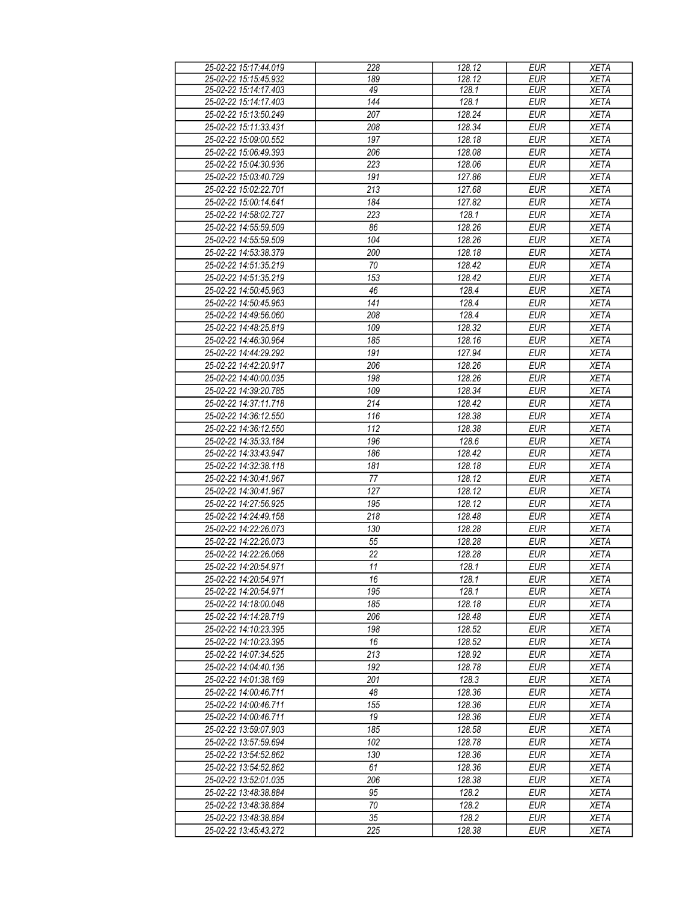| 25-02-22 15:17:44.019 | 228 | 128.12 | EUR | XETA |
|---|---|---|---|---|
| 25-02-22 15:15:45.932 | 189 | 128.12 | EUR | XETA |
| 25-02-22 15:14:17.403 | 49 | 128.1 | EUR | XETA |
| 25-02-22 15:14:17.403 | 144 | 128.1 | EUR | XETA |
| 25-02-22 15:13:50.249 | 207 | 128.24 | EUR | XETA |
| 25-02-22 15:11:33.431 | 208 | 128.34 | EUR | XETA |
| 25-02-22 15:09:00.552 | 197 | 128.18 | EUR | XETA |
| 25-02-22 15:06:49.393 | 206 | 128.08 | EUR | XETA |
| 25-02-22 15:04:30.936 | 223 | 128.06 | EUR | XETA |
| 25-02-22 15:03:40.729 | 191 | 127.86 | EUR | XETA |
| 25-02-22 15:02:22.701 | 213 | 127.68 | EUR | XETA |
| 25-02-22 15:00:14.641 | 184 | 127.82 | EUR | XETA |
| 25-02-22 14:58:02.727 | 223 | 128.1 | EUR | XETA |
| 25-02-22 14:55:59.509 | 86 | 128.26 | EUR | XETA |
| 25-02-22 14:55:59.509 | 104 | 128.26 | EUR | XETA |
| 25-02-22 14:53:38.379 | 200 | 128.18 | EUR | XETA |
| 25-02-22 14:51:35.219 | 70 | 128.42 | EUR | XETA |
| 25-02-22 14:51:35.219 | 153 | 128.42 | EUR | XETA |
| 25-02-22 14:50:45.963 | 46 | 128.4 | EUR | XETA |
| 25-02-22 14:50:45.963 | 141 | 128.4 | EUR | XETA |
| 25-02-22 14:49:56.060 | 208 | 128.4 | EUR | XETA |
| 25-02-22 14:48:25.819 | 109 | 128.32 | EUR | XETA |
| 25-02-22 14:46:30.964 | 185 | 128.16 | EUR | XETA |
| 25-02-22 14:44:29.292 | 191 | 127.94 | EUR | XETA |
| 25-02-22 14:42:20.917 | 206 | 128.26 | EUR | XETA |
| 25-02-22 14:40:00.035 | 198 | 128.26 | EUR | XETA |
| 25-02-22 14:39:20.785 | 109 | 128.34 | EUR | XETA |
| 25-02-22 14:37:11.718 | 214 | 128.42 | EUR | XETA |
| 25-02-22 14:36:12.550 | 116 | 128.38 | EUR | XETA |
| 25-02-22 14:36:12.550 | 112 | 128.38 | EUR | XETA |
| 25-02-22 14:35:33.184 | 196 | 128.6 | EUR | XETA |
| 25-02-22 14:33:43.947 | 186 | 128.42 | EUR | XETA |
| 25-02-22 14:32:38.118 | 181 | 128.18 | EUR | XETA |
| 25-02-22 14:30:41.967 | 77 | 128.12 | EUR | XETA |
| 25-02-22 14:30:41.967 | 127 | 128.12 | EUR | XETA |
| 25-02-22 14:27:56.925 | 195 | 128.12 | EUR | XETA |
| 25-02-22 14:24:49.158 | 218 | 128.48 | EUR | XETA |
| 25-02-22 14:22:26.073 | 130 | 128.28 | EUR | XETA |
| 25-02-22 14:22:26.073 | 55 | 128.28 | EUR | XETA |
| 25-02-22 14:22:26.068 | 22 | 128.28 | EUR | XETA |
| 25-02-22 14:20:54.971 | 11 | 128.1 | EUR | XETA |
| 25-02-22 14:20:54.971 | 16 | 128.1 | EUR | XETA |
| 25-02-22 14:20:54.971 | 195 | 128.1 | EUR | XETA |
| 25-02-22 14:18:00.048 | 185 | 128.18 | EUR | XETA |
| 25-02-22 14:14:28.719 | 206 | 128.48 | EUR | XETA |
| 25-02-22 14:10:23.395 | 198 | 128.52 | EUR | XETA |
| 25-02-22 14:10:23.395 | 16 | 128.52 | EUR | XETA |
| 25-02-22 14:07:34.525 | 213 | 128.92 | EUR | XETA |
| 25-02-22 14:04:40.136 | 192 | 128.78 | EUR | XETA |
| 25-02-22 14:01:38.169 | 201 | 128.3 | EUR | XETA |
| 25-02-22 14:00:46.711 | 48 | 128.36 | EUR | XETA |
| 25-02-22 14:00:46.711 | 155 | 128.36 | EUR | XETA |
| 25-02-22 14:00:46.711 | 19 | 128.36 | EUR | XETA |
| 25-02-22 13:59:07.903 | 185 | 128.58 | EUR | XETA |
| 25-02-22 13:57:59.694 | 102 | 128.78 | EUR | XETA |
| 25-02-22 13:54:52.862 | 130 | 128.36 | EUR | XETA |
| 25-02-22 13:54:52.862 | 61 | 128.36 | EUR | XETA |
| 25-02-22 13:52:01.035 | 206 | 128.38 | EUR | XETA |
| 25-02-22 13:48:38.884 | 95 | 128.2 | EUR | XETA |
| 25-02-22 13:48:38.884 | 70 | 128.2 | EUR | XETA |
| 25-02-22 13:48:38.884 | 35 | 128.2 | EUR | XETA |
| 25-02-22 13:45:43.272 | 225 | 128.38 | EUR | XETA |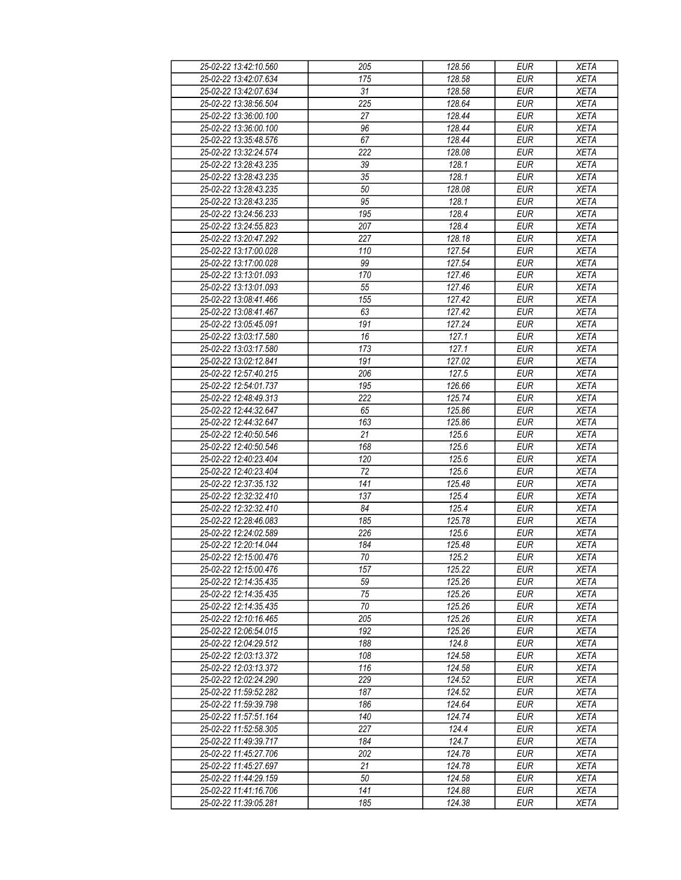| 25-02-22 13:42:10.560 | 205 | 128.56 | EUR | XETA |
|---|---|---|---|---|
| 25-02-22 13:42:07.634 | 175 | 128.58 | EUR | XETA |
| 25-02-22 13:42:07.634 | 31 | 128.58 | EUR | XETA |
| 25-02-22 13:38:56.504 | 225 | 128.64 | EUR | XETA |
| 25-02-22 13:36:00.100 | 27 | 128.44 | EUR | XETA |
| 25-02-22 13:36:00.100 | 96 | 128.44 | EUR | XETA |
| 25-02-22 13:35:48.576 | 67 | 128.44 | EUR | XETA |
| 25-02-22 13:32:24.574 | 222 | 128.08 | EUR | XETA |
| 25-02-22 13:28:43.235 | 39 | 128.1 | EUR | XETA |
| 25-02-22 13:28:43.235 | 35 | 128.1 | EUR | XETA |
| 25-02-22 13:28:43.235 | 50 | 128.08 | EUR | XETA |
| 25-02-22 13:28:43.235 | 95 | 128.1 | EUR | XETA |
| 25-02-22 13:24:56.233 | 195 | 128.4 | EUR | XETA |
| 25-02-22 13:24:55.823 | 207 | 128.4 | EUR | XETA |
| 25-02-22 13:20:47.292 | 227 | 128.18 | EUR | XETA |
| 25-02-22 13:17:00.028 | 110 | 127.54 | EUR | XETA |
| 25-02-22 13:17:00.028 | 99 | 127.54 | EUR | XETA |
| 25-02-22 13:13:01.093 | 170 | 127.46 | EUR | XETA |
| 25-02-22 13:13:01.093 | 55 | 127.46 | EUR | XETA |
| 25-02-22 13:08:41.466 | 155 | 127.42 | EUR | XETA |
| 25-02-22 13:08:41.467 | 63 | 127.42 | EUR | XETA |
| 25-02-22 13:05:45.091 | 191 | 127.24 | EUR | XETA |
| 25-02-22 13:03:17.580 | 16 | 127.1 | EUR | XETA |
| 25-02-22 13:03:17.580 | 173 | 127.1 | EUR | XETA |
| 25-02-22 13:02:12.841 | 191 | 127.02 | EUR | XETA |
| 25-02-22 12:57:40.215 | 206 | 127.5 | EUR | XETA |
| 25-02-22 12:54:01.737 | 195 | 126.66 | EUR | XETA |
| 25-02-22 12:48:49.313 | 222 | 125.74 | EUR | XETA |
| 25-02-22 12:44:32.647 | 65 | 125.86 | EUR | XETA |
| 25-02-22 12:44:32.647 | 163 | 125.86 | EUR | XETA |
| 25-02-22 12:40:50.546 | 21 | 125.6 | EUR | XETA |
| 25-02-22 12:40:50.546 | 168 | 125.6 | EUR | XETA |
| 25-02-22 12:40:23.404 | 120 | 125.6 | EUR | XETA |
| 25-02-22 12:40:23.404 | 72 | 125.6 | EUR | XETA |
| 25-02-22 12:37:35.132 | 141 | 125.48 | EUR | XETA |
| 25-02-22 12:32:32.410 | 137 | 125.4 | EUR | XETA |
| 25-02-22 12:32:32.410 | 84 | 125.4 | EUR | XETA |
| 25-02-22 12:28:46.083 | 185 | 125.78 | EUR | XETA |
| 25-02-22 12:24:02.589 | 226 | 125.6 | EUR | XETA |
| 25-02-22 12:20:14.044 | 184 | 125.48 | EUR | XETA |
| 25-02-22 12:15:00.476 | 70 | 125.2 | EUR | XETA |
| 25-02-22 12:15:00.476 | 157 | 125.22 | EUR | XETA |
| 25-02-22 12:14:35.435 | 59 | 125.26 | EUR | XETA |
| 25-02-22 12:14:35.435 | 75 | 125.26 | EUR | XETA |
| 25-02-22 12:14:35.435 | 70 | 125.26 | EUR | XETA |
| 25-02-22 12:10:16.465 | 205 | 125.26 | EUR | XETA |
| 25-02-22 12:06:54.015 | 192 | 125.26 | EUR | XETA |
| 25-02-22 12:04:29.512 | 188 | 124.8 | EUR | XETA |
| 25-02-22 12:03:13.372 | 108 | 124.58 | EUR | XETA |
| 25-02-22 12:03:13.372 | 116 | 124.58 | EUR | XETA |
| 25-02-22 12:02:24.290 | 229 | 124.52 | EUR | XETA |
| 25-02-22 11:59:52.282 | 187 | 124.52 | EUR | XETA |
| 25-02-22 11:59:39.798 | 186 | 124.64 | EUR | XETA |
| 25-02-22 11:57:51.164 | 140 | 124.74 | EUR | XETA |
| 25-02-22 11:52:58.305 | 227 | 124.4 | EUR | XETA |
| 25-02-22 11:49:39.717 | 184 | 124.7 | EUR | XETA |
| 25-02-22 11:45:27.706 | 202 | 124.78 | EUR | XETA |
| 25-02-22 11:45:27.697 | 21 | 124.78 | EUR | XETA |
| 25-02-22 11:44:29.159 | 50 | 124.58 | EUR | XETA |
| 25-02-22 11:41:16.706 | 141 | 124.88 | EUR | XETA |
| 25-02-22 11:39:05.281 | 185 | 124.38 | EUR | XETA |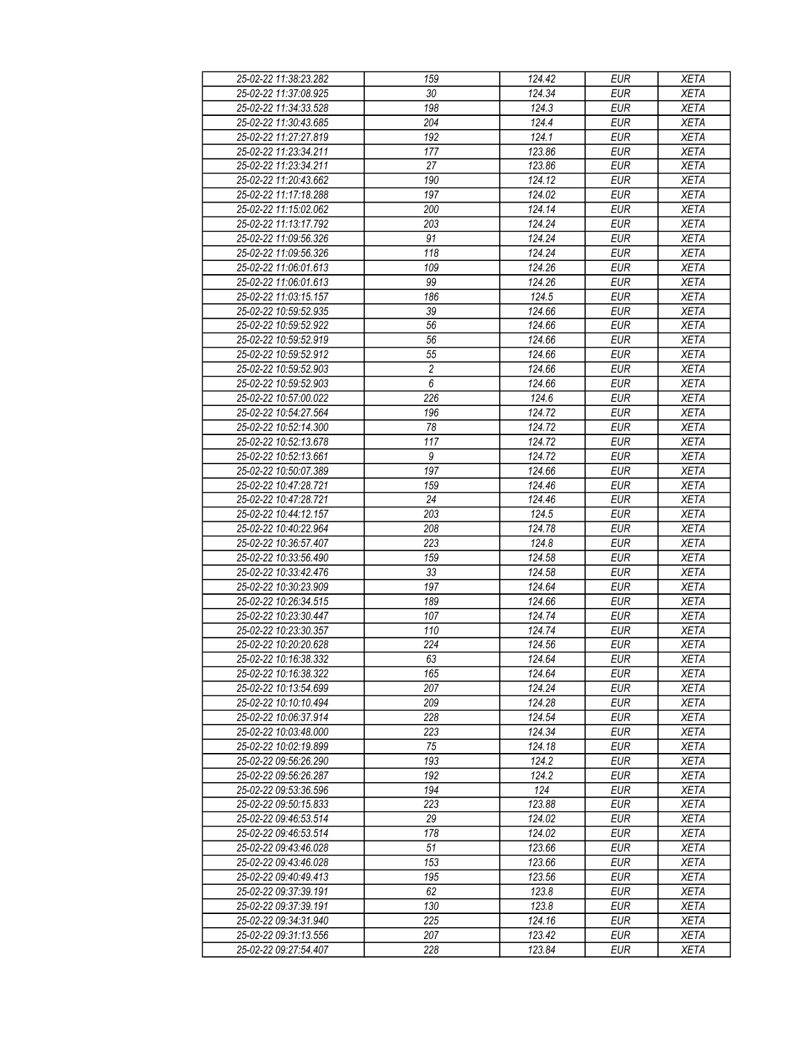| 25-02-22 11:38:23.282 | 159 | 124.42 | EUR | XETA |
|---|---|---|---|---|
| 25-02-22 11:37:08.925 | 30 | 124.34 | EUR | XETA |
| 25-02-22 11:34:33.528 | 198 | 124.3 | EUR | XETA |
| 25-02-22 11:30:43.685 | 204 | 124.4 | EUR | XETA |
| 25-02-22 11:27:27.819 | 192 | 124.1 | EUR | XETA |
| 25-02-22 11:23:34.211 | 177 | 123.86 | EUR | XETA |
| 25-02-22 11:23:34.211 | 27 | 123.86 | EUR | XETA |
| 25-02-22 11:20:43.662 | 190 | 124.12 | EUR | XETA |
| 25-02-22 11:17:18.288 | 197 | 124.02 | EUR | XETA |
| 25-02-22 11:15:02.062 | 200 | 124.14 | EUR | XETA |
| 25-02-22 11:13:17.792 | 203 | 124.24 | EUR | XETA |
| 25-02-22 11:09:56.326 | 91 | 124.24 | EUR | XETA |
| 25-02-22 11:09:56.326 | 118 | 124.24 | EUR | XETA |
| 25-02-22 11:06:01.613 | 109 | 124.26 | EUR | XETA |
| 25-02-22 11:06:01.613 | 99 | 124.26 | EUR | XETA |
| 25-02-22 11:03:15.157 | 186 | 124.5 | EUR | XETA |
| 25-02-22 10:59:52.935 | 39 | 124.66 | EUR | XETA |
| 25-02-22 10:59:52.922 | 56 | 124.66 | EUR | XETA |
| 25-02-22 10:59:52.919 | 56 | 124.66 | EUR | XETA |
| 25-02-22 10:59:52.912 | 55 | 124.66 | EUR | XETA |
| 25-02-22 10:59:52.903 | 2 | 124.66 | EUR | XETA |
| 25-02-22 10:59:52.903 | 6 | 124.66 | EUR | XETA |
| 25-02-22 10:57:00.022 | 226 | 124.6 | EUR | XETA |
| 25-02-22 10:54:27.564 | 196 | 124.72 | EUR | XETA |
| 25-02-22 10:52:14.300 | 78 | 124.72 | EUR | XETA |
| 25-02-22 10:52:13.678 | 117 | 124.72 | EUR | XETA |
| 25-02-22 10:52:13.661 | 9 | 124.72 | EUR | XETA |
| 25-02-22 10:50:07.389 | 197 | 124.66 | EUR | XETA |
| 25-02-22 10:47:28.721 | 159 | 124.46 | EUR | XETA |
| 25-02-22 10:47:28.721 | 24 | 124.46 | EUR | XETA |
| 25-02-22 10:44:12.157 | 203 | 124.5 | EUR | XETA |
| 25-02-22 10:40:22.964 | 208 | 124.78 | EUR | XETA |
| 25-02-22 10:36:57.407 | 223 | 124.8 | EUR | XETA |
| 25-02-22 10:33:56.490 | 159 | 124.58 | EUR | XETA |
| 25-02-22 10:33:42.476 | 33 | 124.58 | EUR | XETA |
| 25-02-22 10:30:23.909 | 197 | 124.64 | EUR | XETA |
| 25-02-22 10:26:34.515 | 189 | 124.66 | EUR | XETA |
| 25-02-22 10:23:30.447 | 107 | 124.74 | EUR | XETA |
| 25-02-22 10:23:30.357 | 110 | 124.74 | EUR | XETA |
| 25-02-22 10:20:20.628 | 224 | 124.56 | EUR | XETA |
| 25-02-22 10:16:38.332 | 63 | 124.64 | EUR | XETA |
| 25-02-22 10:16:38.322 | 165 | 124.64 | EUR | XETA |
| 25-02-22 10:13:54.699 | 207 | 124.24 | EUR | XETA |
| 25-02-22 10:10:10.494 | 209 | 124.28 | EUR | XETA |
| 25-02-22 10:06:37.914 | 228 | 124.54 | EUR | XETA |
| 25-02-22 10:03:48.000 | 223 | 124.34 | EUR | XETA |
| 25-02-22 10:02:19.899 | 75 | 124.18 | EUR | XETA |
| 25-02-22 09:56:26.290 | 193 | 124.2 | EUR | XETA |
| 25-02-22 09:56:26.287 | 192 | 124.2 | EUR | XETA |
| 25-02-22 09:53:36.596 | 194 | 124 | EUR | XETA |
| 25-02-22 09:50:15.833 | 223 | 123.88 | EUR | XETA |
| 25-02-22 09:46:53.514 | 29 | 124.02 | EUR | XETA |
| 25-02-22 09:46:53.514 | 178 | 124.02 | EUR | XETA |
| 25-02-22 09:43:46.028 | 51 | 123.66 | EUR | XETA |
| 25-02-22 09:43:46.028 | 153 | 123.66 | EUR | XETA |
| 25-02-22 09:40:49.413 | 195 | 123.56 | EUR | XETA |
| 25-02-22 09:37:39.191 | 62 | 123.8 | EUR | XETA |
| 25-02-22 09:37:39.191 | 130 | 123.8 | EUR | XETA |
| 25-02-22 09:34:31.940 | 225 | 124.16 | EUR | XETA |
| 25-02-22 09:31:13.556 | 207 | 123.42 | EUR | XETA |
| 25-02-22 09:27:54.407 | 228 | 123.84 | EUR | XETA |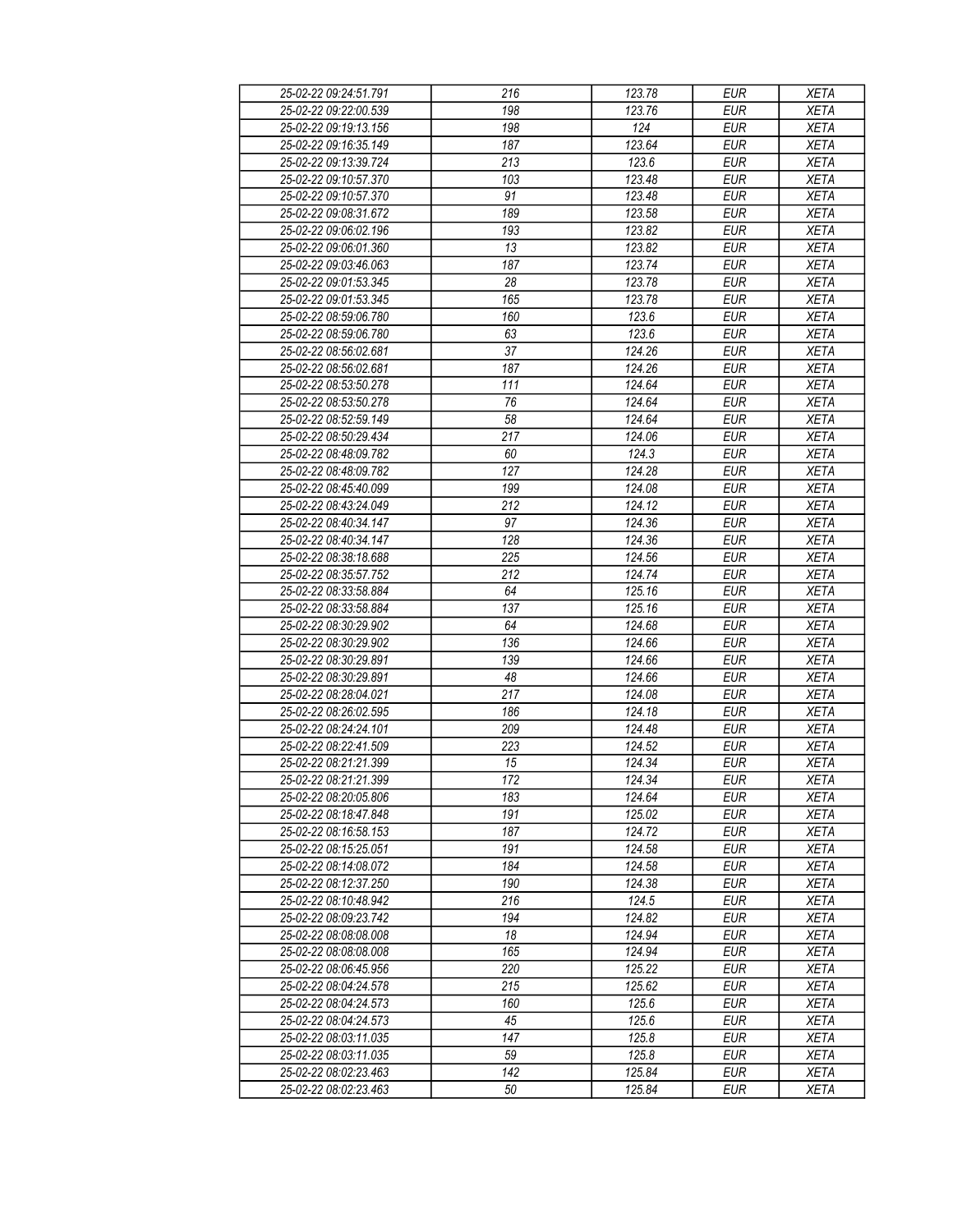| 25-02-22 09:24:51.791 | 216 | 123.78 | EUR | XETA |
|---|---|---|---|---|
| 25-02-22 09:22:00.539 | 198 | 123.76 | EUR | XETA |
| 25-02-22 09:19:13.156 | 198 | 124 | EUR | XETA |
| 25-02-22 09:16:35.149 | 187 | 123.64 | EUR | XETA |
| 25-02-22 09:13:39.724 | 213 | 123.6 | EUR | XETA |
| 25-02-22 09:10:57.370 | 103 | 123.48 | EUR | XETA |
| 25-02-22 09:10:57.370 | 91 | 123.48 | EUR | XETA |
| 25-02-22 09:08:31.672 | 189 | 123.58 | EUR | XETA |
| 25-02-22 09:06:02.196 | 193 | 123.82 | EUR | XETA |
| 25-02-22 09:06:01.360 | 13 | 123.82 | EUR | XETA |
| 25-02-22 09:03:46.063 | 187 | 123.74 | EUR | XETA |
| 25-02-22 09:01:53.345 | 28 | 123.78 | EUR | XETA |
| 25-02-22 09:01:53.345 | 165 | 123.78 | EUR | XETA |
| 25-02-22 08:59:06.780 | 160 | 123.6 | EUR | XETA |
| 25-02-22 08:59:06.780 | 63 | 123.6 | EUR | XETA |
| 25-02-22 08:56:02.681 | 37 | 124.26 | EUR | XETA |
| 25-02-22 08:56:02.681 | 187 | 124.26 | EUR | XETA |
| 25-02-22 08:53:50.278 | 111 | 124.64 | EUR | XETA |
| 25-02-22 08:53:50.278 | 76 | 124.64 | EUR | XETA |
| 25-02-22 08:52:59.149 | 58 | 124.64 | EUR | XETA |
| 25-02-22 08:50:29.434 | 217 | 124.06 | EUR | XETA |
| 25-02-22 08:48:09.782 | 60 | 124.3 | EUR | XETA |
| 25-02-22 08:48:09.782 | 127 | 124.28 | EUR | XETA |
| 25-02-22 08:45:40.099 | 199 | 124.08 | EUR | XETA |
| 25-02-22 08:43:24.049 | 212 | 124.12 | EUR | XETA |
| 25-02-22 08:40:34.147 | 97 | 124.36 | EUR | XETA |
| 25-02-22 08:40:34.147 | 128 | 124.36 | EUR | XETA |
| 25-02-22 08:38:18.688 | 225 | 124.56 | EUR | XETA |
| 25-02-22 08:35:57.752 | 212 | 124.74 | EUR | XETA |
| 25-02-22 08:33:58.884 | 64 | 125.16 | EUR | XETA |
| 25-02-22 08:33:58.884 | 137 | 125.16 | EUR | XETA |
| 25-02-22 08:30:29.902 | 64 | 124.68 | EUR | XETA |
| 25-02-22 08:30:29.902 | 136 | 124.66 | EUR | XETA |
| 25-02-22 08:30:29.891 | 139 | 124.66 | EUR | XETA |
| 25-02-22 08:30:29.891 | 48 | 124.66 | EUR | XETA |
| 25-02-22 08:28:04.021 | 217 | 124.08 | EUR | XETA |
| 25-02-22 08:26:02.595 | 186 | 124.18 | EUR | XETA |
| 25-02-22 08:24:24.101 | 209 | 124.48 | EUR | XETA |
| 25-02-22 08:22:41.509 | 223 | 124.52 | EUR | XETA |
| 25-02-22 08:21:21.399 | 15 | 124.34 | EUR | XETA |
| 25-02-22 08:21:21.399 | 172 | 124.34 | EUR | XETA |
| 25-02-22 08:20:05.806 | 183 | 124.64 | EUR | XETA |
| 25-02-22 08:18:47.848 | 191 | 125.02 | EUR | XETA |
| 25-02-22 08:16:58.153 | 187 | 124.72 | EUR | XETA |
| 25-02-22 08:15:25.051 | 191 | 124.58 | EUR | XETA |
| 25-02-22 08:14:08.072 | 184 | 124.58 | EUR | XETA |
| 25-02-22 08:12:37.250 | 190 | 124.38 | EUR | XETA |
| 25-02-22 08:10:48.942 | 216 | 124.5 | EUR | XETA |
| 25-02-22 08:09:23.742 | 194 | 124.82 | EUR | XETA |
| 25-02-22 08:08:08.008 | 18 | 124.94 | EUR | XETA |
| 25-02-22 08:08:08.008 | 165 | 124.94 | EUR | XETA |
| 25-02-22 08:06:45.956 | 220 | 125.22 | EUR | XETA |
| 25-02-22 08:04:24.578 | 215 | 125.62 | EUR | XETA |
| 25-02-22 08:04:24.573 | 160 | 125.6 | EUR | XETA |
| 25-02-22 08:04:24.573 | 45 | 125.6 | EUR | XETA |
| 25-02-22 08:03:11.035 | 147 | 125.8 | EUR | XETA |
| 25-02-22 08:03:11.035 | 59 | 125.8 | EUR | XETA |
| 25-02-22 08:02:23.463 | 142 | 125.84 | EUR | XETA |
| 25-02-22 08:02:23.463 | 50 | 125.84 | EUR | XETA |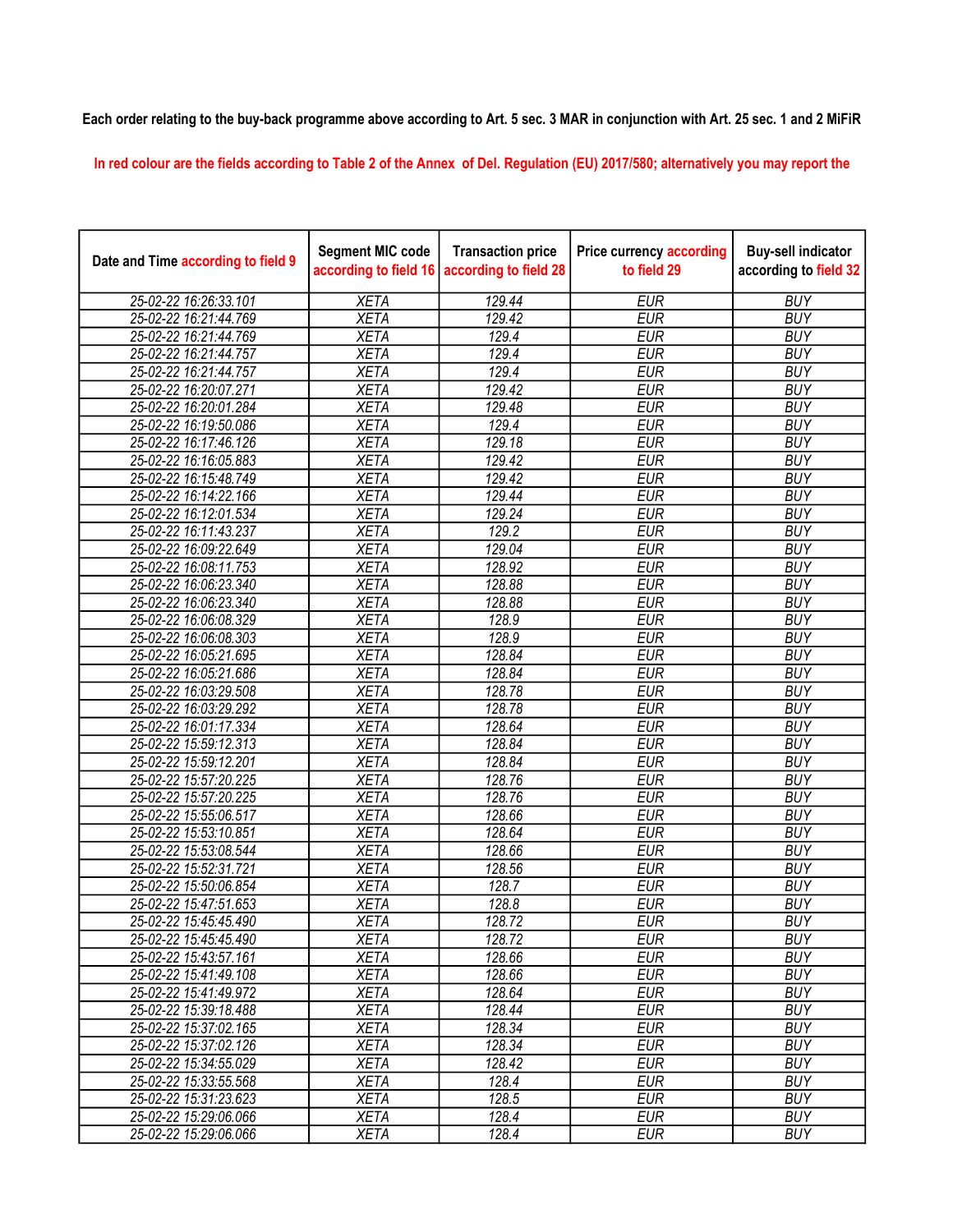Each order relating to the buy-back programme above according to Art. 5 sec. 3 MAR in conjunction with Art. 25 sec. 1 and 2 MiFiR

In red colour are the fields according to Table 2 of the Annex of Del. Regulation (EU) 2017/580; alternatively you may report the

| Date and Time according to field 9 | Segment MIC code according to field 16 | Transaction price according to field 28 | Price currency according to field 29 | Buy-sell indicator according to field 32 |
|---|---|---|---|---|
| 25-02-22 16:26:33.101 | XETA | 129.44 | EUR | BUY |
| 25-02-22 16:21:44.769 | XETA | 129.42 | EUR | BUY |
| 25-02-22 16:21:44.769 | XETA | 129.4 | EUR | BUY |
| 25-02-22 16:21:44.757 | XETA | 129.4 | EUR | BUY |
| 25-02-22 16:21:44.757 | XETA | 129.4 | EUR | BUY |
| 25-02-22 16:20:07.271 | XETA | 129.42 | EUR | BUY |
| 25-02-22 16:20:01.284 | XETA | 129.48 | EUR | BUY |
| 25-02-22 16:19:50.086 | XETA | 129.4 | EUR | BUY |
| 25-02-22 16:17:46.126 | XETA | 129.18 | EUR | BUY |
| 25-02-22 16:16:05.883 | XETA | 129.42 | EUR | BUY |
| 25-02-22 16:15:48.749 | XETA | 129.42 | EUR | BUY |
| 25-02-22 16:14:22.166 | XETA | 129.44 | EUR | BUY |
| 25-02-22 16:12:01.534 | XETA | 129.24 | EUR | BUY |
| 25-02-22 16:11:43.237 | XETA | 129.2 | EUR | BUY |
| 25-02-22 16:09:22.649 | XETA | 129.04 | EUR | BUY |
| 25-02-22 16:08:11.753 | XETA | 128.92 | EUR | BUY |
| 25-02-22 16:06:23.340 | XETA | 128.88 | EUR | BUY |
| 25-02-22 16:06:23.340 | XETA | 128.88 | EUR | BUY |
| 25-02-22 16:06:08.329 | XETA | 128.9 | EUR | BUY |
| 25-02-22 16:06:08.303 | XETA | 128.9 | EUR | BUY |
| 25-02-22 16:05:21.695 | XETA | 128.84 | EUR | BUY |
| 25-02-22 16:05:21.686 | XETA | 128.84 | EUR | BUY |
| 25-02-22 16:03:29.508 | XETA | 128.78 | EUR | BUY |
| 25-02-22 16:03:29.292 | XETA | 128.78 | EUR | BUY |
| 25-02-22 16:01:17.334 | XETA | 128.64 | EUR | BUY |
| 25-02-22 15:59:12.313 | XETA | 128.84 | EUR | BUY |
| 25-02-22 15:59:12.201 | XETA | 128.84 | EUR | BUY |
| 25-02-22 15:57:20.225 | XETA | 128.76 | EUR | BUY |
| 25-02-22 15:57:20.225 | XETA | 128.76 | EUR | BUY |
| 25-02-22 15:55:06.517 | XETA | 128.66 | EUR | BUY |
| 25-02-22 15:53:10.851 | XETA | 128.64 | EUR | BUY |
| 25-02-22 15:53:08.544 | XETA | 128.66 | EUR | BUY |
| 25-02-22 15:52:31.721 | XETA | 128.56 | EUR | BUY |
| 25-02-22 15:50:06.854 | XETA | 128.7 | EUR | BUY |
| 25-02-22 15:47:51.653 | XETA | 128.8 | EUR | BUY |
| 25-02-22 15:45:45.490 | XETA | 128.72 | EUR | BUY |
| 25-02-22 15:45:45.490 | XETA | 128.72 | EUR | BUY |
| 25-02-22 15:43:57.161 | XETA | 128.66 | EUR | BUY |
| 25-02-22 15:41:49.108 | XETA | 128.66 | EUR | BUY |
| 25-02-22 15:41:49.972 | XETA | 128.64 | EUR | BUY |
| 25-02-22 15:39:18.488 | XETA | 128.44 | EUR | BUY |
| 25-02-22 15:37:02.165 | XETA | 128.34 | EUR | BUY |
| 25-02-22 15:37:02.126 | XETA | 128.34 | EUR | BUY |
| 25-02-22 15:34:55.029 | XETA | 128.42 | EUR | BUY |
| 25-02-22 15:33:55.568 | XETA | 128.4 | EUR | BUY |
| 25-02-22 15:31:23.623 | XETA | 128.5 | EUR | BUY |
| 25-02-22 15:29:06.066 | XETA | 128.4 | EUR | BUY |
| 25-02-22 15:29:06.066 | XETA | 128.4 | EUR | BUY |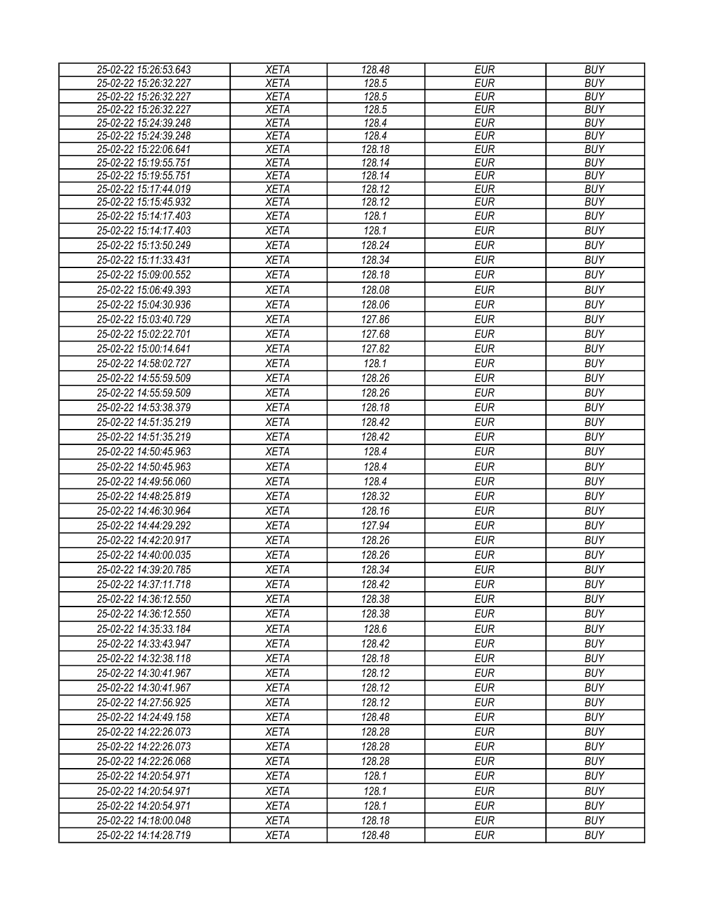| 25-02-22 15:26:53.643 | XETA | 128.48 | EUR | BUY |
|---|---|---|---|---|
| 25-02-22 15:26:32.227 | XETA | 128.5 | EUR | BUY |
| 25-02-22 15:26:32.227 | XETA | 128.5 | EUR | BUY |
| 25-02-22 15:26:32.227 | XETA | 128.5 | EUR | BUY |
| 25-02-22 15:24:39.248 | XETA | 128.4 | EUR | BUY |
| 25-02-22 15:24:39.248 | XETA | 128.4 | EUR | BUY |
| 25-02-22 15:22:06.641 | XETA | 128.18 | EUR | BUY |
| 25-02-22 15:19:55.751 | XETA | 128.14 | EUR | BUY |
| 25-02-22 15:19:55.751 | XETA | 128.14 | EUR | BUY |
| 25-02-22 15:17:44.019 | XETA | 128.12 | EUR | BUY |
| 25-02-22 15:15:45.932 | XETA | 128.12 | EUR | BUY |
| 25-02-22 15:14:17.403 | XETA | 128.1 | EUR | BUY |
| 25-02-22 15:14:17.403 | XETA | 128.1 | EUR | BUY |
| 25-02-22 15:13:50.249 | XETA | 128.24 | EUR | BUY |
| 25-02-22 15:11:33.431 | XETA | 128.34 | EUR | BUY |
| 25-02-22 15:09:00.552 | XETA | 128.18 | EUR | BUY |
| 25-02-22 15:06:49.393 | XETA | 128.08 | EUR | BUY |
| 25-02-22 15:04:30.936 | XETA | 128.06 | EUR | BUY |
| 25-02-22 15:03:40.729 | XETA | 127.86 | EUR | BUY |
| 25-02-22 15:02:22.701 | XETA | 127.68 | EUR | BUY |
| 25-02-22 15:00:14.641 | XETA | 127.82 | EUR | BUY |
| 25-02-22 14:58:02.727 | XETA | 128.1 | EUR | BUY |
| 25-02-22 14:55:59.509 | XETA | 128.26 | EUR | BUY |
| 25-02-22 14:55:59.509 | XETA | 128.26 | EUR | BUY |
| 25-02-22 14:53:38.379 | XETA | 128.18 | EUR | BUY |
| 25-02-22 14:51:35.219 | XETA | 128.42 | EUR | BUY |
| 25-02-22 14:51:35.219 | XETA | 128.42 | EUR | BUY |
| 25-02-22 14:50:45.963 | XETA | 128.4 | EUR | BUY |
| 25-02-22 14:50:45.963 | XETA | 128.4 | EUR | BUY |
| 25-02-22 14:49:56.060 | XETA | 128.4 | EUR | BUY |
| 25-02-22 14:48:25.819 | XETA | 128.32 | EUR | BUY |
| 25-02-22 14:46:30.964 | XETA | 128.16 | EUR | BUY |
| 25-02-22 14:44:29.292 | XETA | 127.94 | EUR | BUY |
| 25-02-22 14:42:20.917 | XETA | 128.26 | EUR | BUY |
| 25-02-22 14:40:00.035 | XETA | 128.26 | EUR | BUY |
| 25-02-22 14:39:20.785 | XETA | 128.34 | EUR | BUY |
| 25-02-22 14:37:11.718 | XETA | 128.42 | EUR | BUY |
| 25-02-22 14:36:12.550 | XETA | 128.38 | EUR | BUY |
| 25-02-22 14:36:12.550 | XETA | 128.38 | EUR | BUY |
| 25-02-22 14:35:33.184 | XETA | 128.6 | EUR | BUY |
| 25-02-22 14:33:43.947 | XETA | 128.42 | EUR | BUY |
| 25-02-22 14:32:38.118 | XETA | 128.18 | EUR | BUY |
| 25-02-22 14:30:41.967 | XETA | 128.12 | EUR | BUY |
| 25-02-22 14:30:41.967 | XETA | 128.12 | EUR | BUY |
| 25-02-22 14:27:56.925 | XETA | 128.12 | EUR | BUY |
| 25-02-22 14:24:49.158 | XETA | 128.48 | EUR | BUY |
| 25-02-22 14:22:26.073 | XETA | 128.28 | EUR | BUY |
| 25-02-22 14:22:26.073 | XETA | 128.28 | EUR | BUY |
| 25-02-22 14:22:26.068 | XETA | 128.28 | EUR | BUY |
| 25-02-22 14:20:54.971 | XETA | 128.1 | EUR | BUY |
| 25-02-22 14:20:54.971 | XETA | 128.1 | EUR | BUY |
| 25-02-22 14:20:54.971 | XETA | 128.1 | EUR | BUY |
| 25-02-22 14:18:00.048 | XETA | 128.18 | EUR | BUY |
| 25-02-22 14:14:28.719 | XETA | 128.48 | EUR | BUY |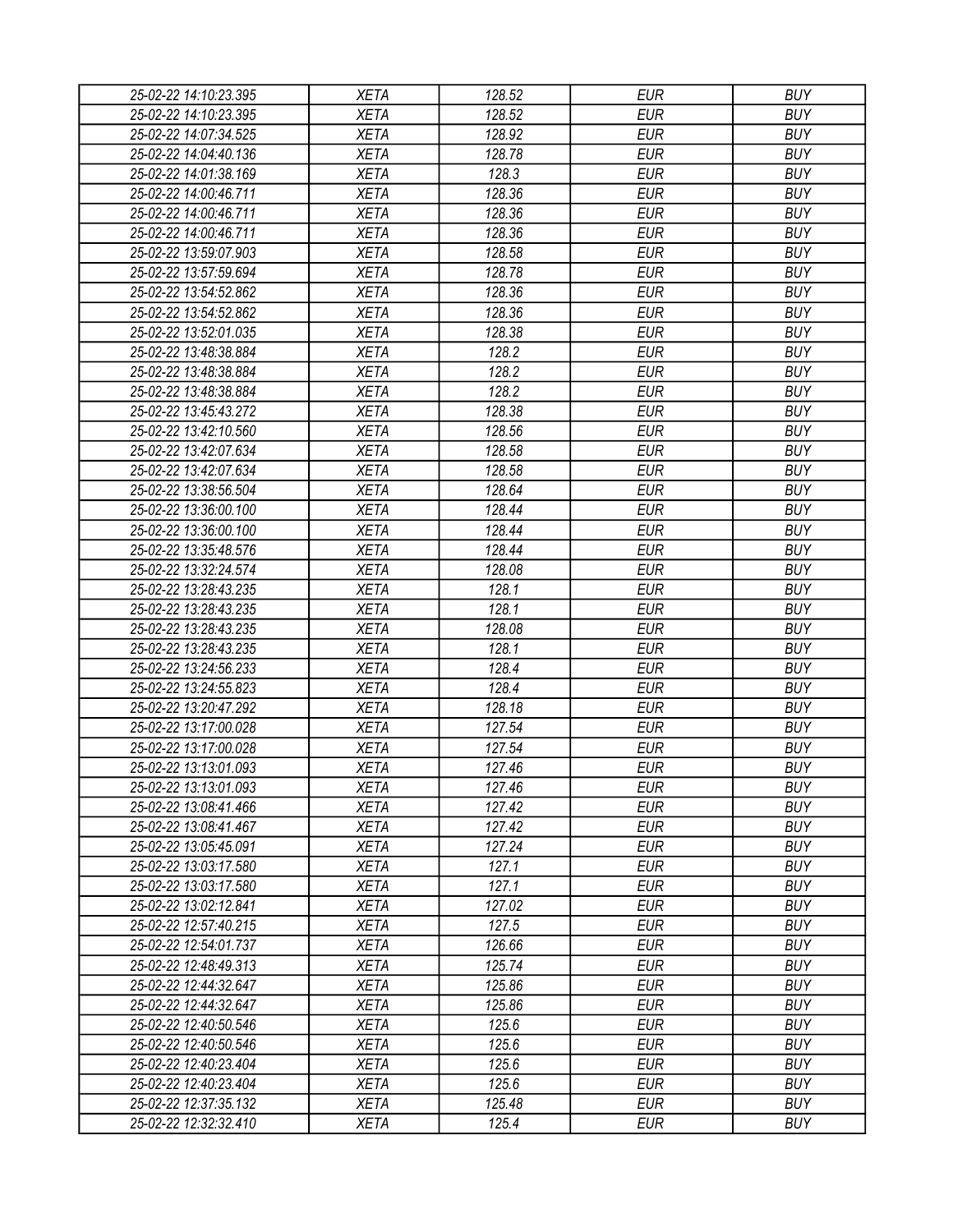| | | | | |
|---|---|---|---|---|
| 25-02-22 14:10:23.395 | XETA | 128.52 | EUR | BUY |
| 25-02-22 14:10:23.395 | XETA | 128.52 | EUR | BUY |
| 25-02-22 14:07:34.525 | XETA | 128.92 | EUR | BUY |
| 25-02-22 14:04:40.136 | XETA | 128.78 | EUR | BUY |
| 25-02-22 14:01:38.169 | XETA | 128.3 | EUR | BUY |
| 25-02-22 14:00:46.711 | XETA | 128.36 | EUR | BUY |
| 25-02-22 14:00:46.711 | XETA | 128.36 | EUR | BUY |
| 25-02-22 14:00:46.711 | XETA | 128.36 | EUR | BUY |
| 25-02-22 13:59:07.903 | XETA | 128.58 | EUR | BUY |
| 25-02-22 13:57:59.694 | XETA | 128.78 | EUR | BUY |
| 25-02-22 13:54:52.862 | XETA | 128.36 | EUR | BUY |
| 25-02-22 13:54:52.862 | XETA | 128.36 | EUR | BUY |
| 25-02-22 13:52:01.035 | XETA | 128.38 | EUR | BUY |
| 25-02-22 13:48:38.884 | XETA | 128.2 | EUR | BUY |
| 25-02-22 13:48:38.884 | XETA | 128.2 | EUR | BUY |
| 25-02-22 13:48:38.884 | XETA | 128.2 | EUR | BUY |
| 25-02-22 13:45:43.272 | XETA | 128.38 | EUR | BUY |
| 25-02-22 13:42:10.560 | XETA | 128.56 | EUR | BUY |
| 25-02-22 13:42:07.634 | XETA | 128.58 | EUR | BUY |
| 25-02-22 13:42:07.634 | XETA | 128.58 | EUR | BUY |
| 25-02-22 13:38:56.504 | XETA | 128.64 | EUR | BUY |
| 25-02-22 13:36:00.100 | XETA | 128.44 | EUR | BUY |
| 25-02-22 13:36:00.100 | XETA | 128.44 | EUR | BUY |
| 25-02-22 13:35:48.576 | XETA | 128.44 | EUR | BUY |
| 25-02-22 13:32:24.574 | XETA | 128.08 | EUR | BUY |
| 25-02-22 13:28:43.235 | XETA | 128.1 | EUR | BUY |
| 25-02-22 13:28:43.235 | XETA | 128.1 | EUR | BUY |
| 25-02-22 13:28:43.235 | XETA | 128.08 | EUR | BUY |
| 25-02-22 13:28:43.235 | XETA | 128.1 | EUR | BUY |
| 25-02-22 13:24:56.233 | XETA | 128.4 | EUR | BUY |
| 25-02-22 13:24:55.823 | XETA | 128.4 | EUR | BUY |
| 25-02-22 13:20:47.292 | XETA | 128.18 | EUR | BUY |
| 25-02-22 13:17:00.028 | XETA | 127.54 | EUR | BUY |
| 25-02-22 13:17:00.028 | XETA | 127.54 | EUR | BUY |
| 25-02-22 13:13:01.093 | XETA | 127.46 | EUR | BUY |
| 25-02-22 13:13:01.093 | XETA | 127.46 | EUR | BUY |
| 25-02-22 13:08:41.466 | XETA | 127.42 | EUR | BUY |
| 25-02-22 13:08:41.467 | XETA | 127.42 | EUR | BUY |
| 25-02-22 13:05:45.091 | XETA | 127.24 | EUR | BUY |
| 25-02-22 13:03:17.580 | XETA | 127.1 | EUR | BUY |
| 25-02-22 13:03:17.580 | XETA | 127.1 | EUR | BUY |
| 25-02-22 13:02:12.841 | XETA | 127.02 | EUR | BUY |
| 25-02-22 12:57:40.215 | XETA | 127.5 | EUR | BUY |
| 25-02-22 12:54:01.737 | XETA | 126.66 | EUR | BUY |
| 25-02-22 12:48:49.313 | XETA | 125.74 | EUR | BUY |
| 25-02-22 12:44:32.647 | XETA | 125.86 | EUR | BUY |
| 25-02-22 12:44:32.647 | XETA | 125.86 | EUR | BUY |
| 25-02-22 12:40:50.546 | XETA | 125.6 | EUR | BUY |
| 25-02-22 12:40:50.546 | XETA | 125.6 | EUR | BUY |
| 25-02-22 12:40:23.404 | XETA | 125.6 | EUR | BUY |
| 25-02-22 12:40:23.404 | XETA | 125.6 | EUR | BUY |
| 25-02-22 12:37:35.132 | XETA | 125.48 | EUR | BUY |
| 25-02-22 12:32:32.410 | XETA | 125.4 | EUR | BUY |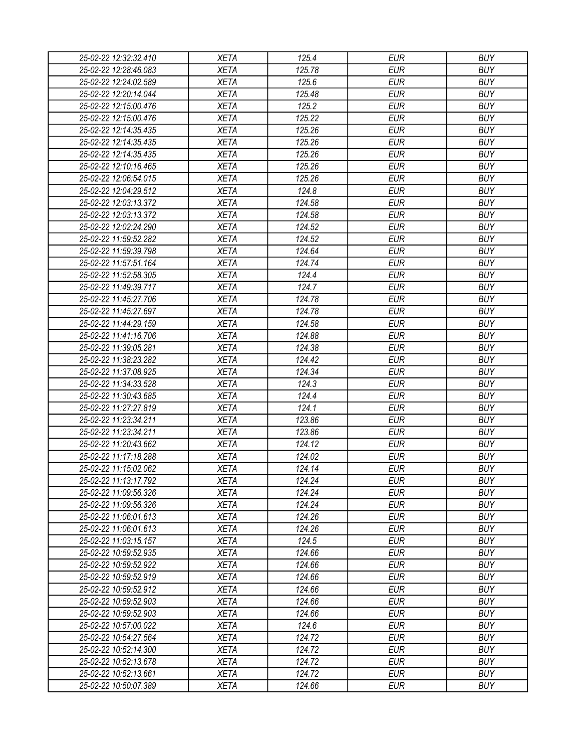| 25-02-22 12:32:32.410 | XETA | 125.4 | EUR | BUY |
|---|---|---|---|---|
| 25-02-22 12:28:46.083 | XETA | 125.78 | EUR | BUY |
| 25-02-22 12:24:02.589 | XETA | 125.6 | EUR | BUY |
| 25-02-22 12:20:14.044 | XETA | 125.48 | EUR | BUY |
| 25-02-22 12:15:00.476 | XETA | 125.2 | EUR | BUY |
| 25-02-22 12:15:00.476 | XETA | 125.22 | EUR | BUY |
| 25-02-22 12:14:35.435 | XETA | 125.26 | EUR | BUY |
| 25-02-22 12:14:35.435 | XETA | 125.26 | EUR | BUY |
| 25-02-22 12:14:35.435 | XETA | 125.26 | EUR | BUY |
| 25-02-22 12:10:16.465 | XETA | 125.26 | EUR | BUY |
| 25-02-22 12:06:54.015 | XETA | 125.26 | EUR | BUY |
| 25-02-22 12:04:29.512 | XETA | 124.8 | EUR | BUY |
| 25-02-22 12:03:13.372 | XETA | 124.58 | EUR | BUY |
| 25-02-22 12:03:13.372 | XETA | 124.58 | EUR | BUY |
| 25-02-22 12:02:24.290 | XETA | 124.52 | EUR | BUY |
| 25-02-22 11:59:52.282 | XETA | 124.52 | EUR | BUY |
| 25-02-22 11:59:39.798 | XETA | 124.64 | EUR | BUY |
| 25-02-22 11:57:51.164 | XETA | 124.74 | EUR | BUY |
| 25-02-22 11:52:58.305 | XETA | 124.4 | EUR | BUY |
| 25-02-22 11:49:39.717 | XETA | 124.7 | EUR | BUY |
| 25-02-22 11:45:27.706 | XETA | 124.78 | EUR | BUY |
| 25-02-22 11:45:27.697 | XETA | 124.78 | EUR | BUY |
| 25-02-22 11:44:29.159 | XETA | 124.58 | EUR | BUY |
| 25-02-22 11:41:16.706 | XETA | 124.88 | EUR | BUY |
| 25-02-22 11:39:05.281 | XETA | 124.38 | EUR | BUY |
| 25-02-22 11:38:23.282 | XETA | 124.42 | EUR | BUY |
| 25-02-22 11:37:08.925 | XETA | 124.34 | EUR | BUY |
| 25-02-22 11:34:33.528 | XETA | 124.3 | EUR | BUY |
| 25-02-22 11:30:43.685 | XETA | 124.4 | EUR | BUY |
| 25-02-22 11:27:27.819 | XETA | 124.1 | EUR | BUY |
| 25-02-22 11:23:34.211 | XETA | 123.86 | EUR | BUY |
| 25-02-22 11:23:34.211 | XETA | 123.86 | EUR | BUY |
| 25-02-22 11:20:43.662 | XETA | 124.12 | EUR | BUY |
| 25-02-22 11:17:18.288 | XETA | 124.02 | EUR | BUY |
| 25-02-22 11:15:02.062 | XETA | 124.14 | EUR | BUY |
| 25-02-22 11:13:17.792 | XETA | 124.24 | EUR | BUY |
| 25-02-22 11:09:56.326 | XETA | 124.24 | EUR | BUY |
| 25-02-22 11:09:56.326 | XETA | 124.24 | EUR | BUY |
| 25-02-22 11:06:01.613 | XETA | 124.26 | EUR | BUY |
| 25-02-22 11:06:01.613 | XETA | 124.26 | EUR | BUY |
| 25-02-22 11:03:15.157 | XETA | 124.5 | EUR | BUY |
| 25-02-22 10:59:52.935 | XETA | 124.66 | EUR | BUY |
| 25-02-22 10:59:52.922 | XETA | 124.66 | EUR | BUY |
| 25-02-22 10:59:52.919 | XETA | 124.66 | EUR | BUY |
| 25-02-22 10:59:52.912 | XETA | 124.66 | EUR | BUY |
| 25-02-22 10:59:52.903 | XETA | 124.66 | EUR | BUY |
| 25-02-22 10:59:52.903 | XETA | 124.66 | EUR | BUY |
| 25-02-22 10:57:00.022 | XETA | 124.6 | EUR | BUY |
| 25-02-22 10:54:27.564 | XETA | 124.72 | EUR | BUY |
| 25-02-22 10:52:14.300 | XETA | 124.72 | EUR | BUY |
| 25-02-22 10:52:13.678 | XETA | 124.72 | EUR | BUY |
| 25-02-22 10:52:13.661 | XETA | 124.72 | EUR | BUY |
| 25-02-22 10:50:07.389 | XETA | 124.66 | EUR | BUY |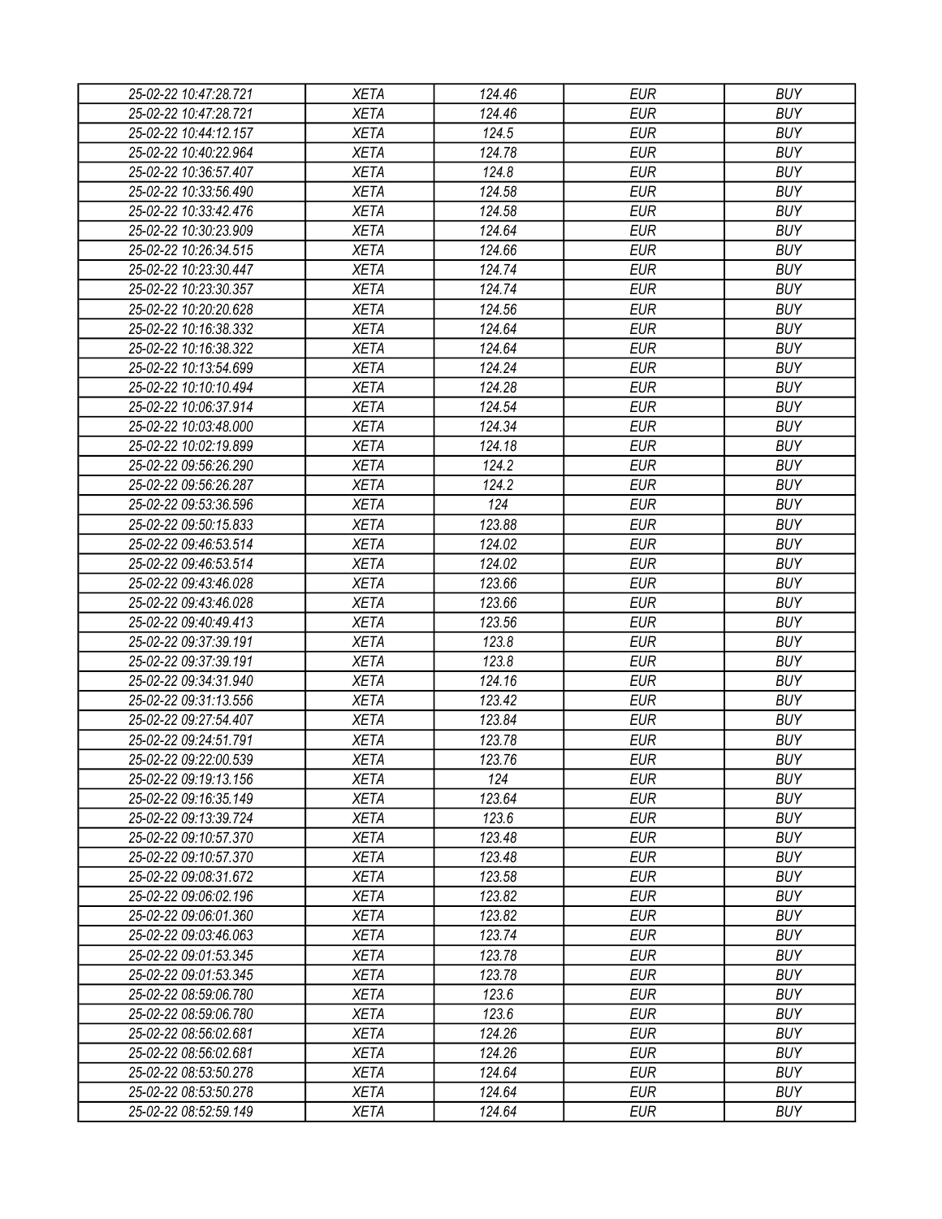| 25-02-22 10:47:28.721 | XETA | 124.46 | EUR | BUY |
|---|---|---|---|---|
| 25-02-22 10:47:28.721 | XETA | 124.46 | EUR | BUY |
| 25-02-22 10:44:12.157 | XETA | 124.5 | EUR | BUY |
| 25-02-22 10:40:22.964 | XETA | 124.78 | EUR | BUY |
| 25-02-22 10:36:57.407 | XETA | 124.8 | EUR | BUY |
| 25-02-22 10:33:56.490 | XETA | 124.58 | EUR | BUY |
| 25-02-22 10:33:42.476 | XETA | 124.58 | EUR | BUY |
| 25-02-22 10:30:23.909 | XETA | 124.64 | EUR | BUY |
| 25-02-22 10:26:34.515 | XETA | 124.66 | EUR | BUY |
| 25-02-22 10:23:30.447 | XETA | 124.74 | EUR | BUY |
| 25-02-22 10:23:30.357 | XETA | 124.74 | EUR | BUY |
| 25-02-22 10:20:20.628 | XETA | 124.56 | EUR | BUY |
| 25-02-22 10:16:38.332 | XETA | 124.64 | EUR | BUY |
| 25-02-22 10:16:38.322 | XETA | 124.64 | EUR | BUY |
| 25-02-22 10:13:54.699 | XETA | 124.24 | EUR | BUY |
| 25-02-22 10:10:10.494 | XETA | 124.28 | EUR | BUY |
| 25-02-22 10:06:37.914 | XETA | 124.54 | EUR | BUY |
| 25-02-22 10:03:48.000 | XETA | 124.34 | EUR | BUY |
| 25-02-22 10:02:19.899 | XETA | 124.18 | EUR | BUY |
| 25-02-22 09:56:26.290 | XETA | 124.2 | EUR | BUY |
| 25-02-22 09:56:26.287 | XETA | 124.2 | EUR | BUY |
| 25-02-22 09:53:36.596 | XETA | 124 | EUR | BUY |
| 25-02-22 09:50:15.833 | XETA | 123.88 | EUR | BUY |
| 25-02-22 09:46:53.514 | XETA | 124.02 | EUR | BUY |
| 25-02-22 09:46:53.514 | XETA | 124.02 | EUR | BUY |
| 25-02-22 09:43:46.028 | XETA | 123.66 | EUR | BUY |
| 25-02-22 09:43:46.028 | XETA | 123.66 | EUR | BUY |
| 25-02-22 09:40:49.413 | XETA | 123.56 | EUR | BUY |
| 25-02-22 09:37:39.191 | XETA | 123.8 | EUR | BUY |
| 25-02-22 09:37:39.191 | XETA | 123.8 | EUR | BUY |
| 25-02-22 09:34:31.940 | XETA | 124.16 | EUR | BUY |
| 25-02-22 09:31:13.556 | XETA | 123.42 | EUR | BUY |
| 25-02-22 09:27:54.407 | XETA | 123.84 | EUR | BUY |
| 25-02-22 09:24:51.791 | XETA | 123.78 | EUR | BUY |
| 25-02-22 09:22:00.539 | XETA | 123.76 | EUR | BUY |
| 25-02-22 09:19:13.156 | XETA | 124 | EUR | BUY |
| 25-02-22 09:16:35.149 | XETA | 123.64 | EUR | BUY |
| 25-02-22 09:13:39.724 | XETA | 123.6 | EUR | BUY |
| 25-02-22 09:10:57.370 | XETA | 123.48 | EUR | BUY |
| 25-02-22 09:10:57.370 | XETA | 123.48 | EUR | BUY |
| 25-02-22 09:08:31.672 | XETA | 123.58 | EUR | BUY |
| 25-02-22 09:06:02.196 | XETA | 123.82 | EUR | BUY |
| 25-02-22 09:06:01.360 | XETA | 123.82 | EUR | BUY |
| 25-02-22 09:03:46.063 | XETA | 123.74 | EUR | BUY |
| 25-02-22 09:01:53.345 | XETA | 123.78 | EUR | BUY |
| 25-02-22 09:01:53.345 | XETA | 123.78 | EUR | BUY |
| 25-02-22 08:59:06.780 | XETA | 123.6 | EUR | BUY |
| 25-02-22 08:59:06.780 | XETA | 123.6 | EUR | BUY |
| 25-02-22 08:56:02.681 | XETA | 124.26 | EUR | BUY |
| 25-02-22 08:56:02.681 | XETA | 124.26 | EUR | BUY |
| 25-02-22 08:53:50.278 | XETA | 124.64 | EUR | BUY |
| 25-02-22 08:53:50.278 | XETA | 124.64 | EUR | BUY |
| 25-02-22 08:52:59.149 | XETA | 124.64 | EUR | BUY |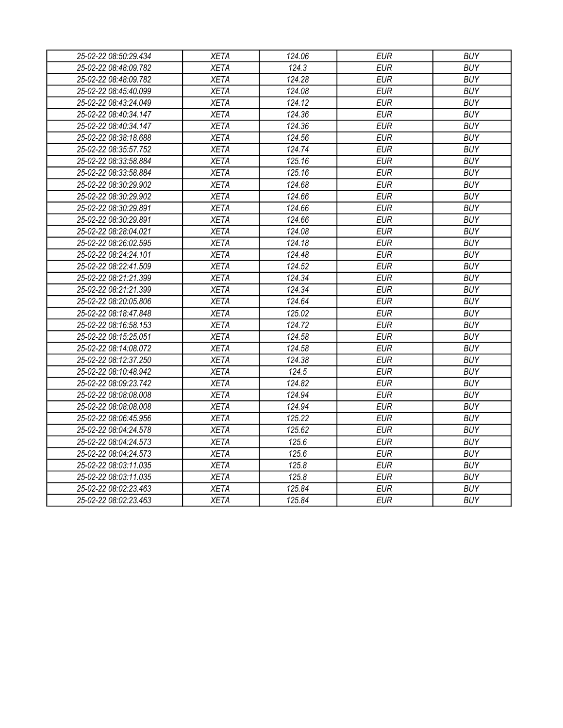| | | | | |
|---|---|---|---|---|
| *25-02-22 08:50:29.434* | *XETA* | *124.06* | *EUR* | *BUY* |
| *25-02-22 08:48:09.782* | *XETA* | *124.3* | *EUR* | *BUY* |
| *25-02-22 08:48:09.782* | *XETA* | *124.28* | *EUR* | *BUY* |
| *25-02-22 08:45:40.099* | *XETA* | *124.08* | *EUR* | *BUY* |
| *25-02-22 08:43:24.049* | *XETA* | *124.12* | *EUR* | *BUY* |
| *25-02-22 08:40:34.147* | *XETA* | *124.36* | *EUR* | *BUY* |
| *25-02-22 08:40:34.147* | *XETA* | *124.36* | *EUR* | *BUY* |
| *25-02-22 08:38:18.688* | *XETA* | *124.56* | *EUR* | *BUY* |
| *25-02-22 08:35:57.752* | *XETA* | *124.74* | *EUR* | *BUY* |
| *25-02-22 08:33:58.884* | *XETA* | *125.16* | *EUR* | *BUY* |
| *25-02-22 08:33:58.884* | *XETA* | *125.16* | *EUR* | *BUY* |
| *25-02-22 08:30:29.902* | *XETA* | *124.68* | *EUR* | *BUY* |
| *25-02-22 08:30:29.902* | *XETA* | *124.66* | *EUR* | *BUY* |
| *25-02-22 08:30:29.891* | *XETA* | *124.66* | *EUR* | *BUY* |
| *25-02-22 08:30:29.891* | *XETA* | *124.66* | *EUR* | *BUY* |
| *25-02-22 08:28:04.021* | *XETA* | *124.08* | *EUR* | *BUY* |
| *25-02-22 08:26:02.595* | *XETA* | *124.18* | *EUR* | *BUY* |
| *25-02-22 08:24:24.101* | *XETA* | *124.48* | *EUR* | *BUY* |
| *25-02-22 08:22:41.509* | *XETA* | *124.52* | *EUR* | *BUY* |
| *25-02-22 08:21:21.399* | *XETA* | *124.34* | *EUR* | *BUY* |
| *25-02-22 08:21:21.399* | *XETA* | *124.34* | *EUR* | *BUY* |
| *25-02-22 08:20:05.806* | *XETA* | *124.64* | *EUR* | *BUY* |
| *25-02-22 08:18:47.848* | *XETA* | *125.02* | *EUR* | *BUY* |
| *25-02-22 08:16:58.153* | *XETA* | *124.72* | *EUR* | *BUY* |
| *25-02-22 08:15:25.051* | *XETA* | *124.58* | *EUR* | *BUY* |
| *25-02-22 08:14:08.072* | *XETA* | *124.58* | *EUR* | *BUY* |
| *25-02-22 08:12:37.250* | *XETA* | *124.38* | *EUR* | *BUY* |
| *25-02-22 08:10:48.942* | *XETA* | *124.5* | *EUR* | *BUY* |
| *25-02-22 08:09:23.742* | *XETA* | *124.82* | *EUR* | *BUY* |
| *25-02-22 08:08:08.008* | *XETA* | *124.94* | *EUR* | *BUY* |
| *25-02-22 08:08:08.008* | *XETA* | *124.94* | *EUR* | *BUY* |
| *25-02-22 08:06:45.956* | *XETA* | *125.22* | *EUR* | *BUY* |
| *25-02-22 08:04:24.578* | *XETA* | *125.62* | *EUR* | *BUY* |
| *25-02-22 08:04:24.573* | *XETA* | *125.6* | *EUR* | *BUY* |
| *25-02-22 08:04:24.573* | *XETA* | *125.6* | *EUR* | *BUY* |
| *25-02-22 08:03:11.035* | *XETA* | *125.8* | *EUR* | *BUY* |
| *25-02-22 08:03:11.035* | *XETA* | *125.8* | *EUR* | *BUY* |
| *25-02-22 08:02:23.463* | *XETA* | *125.84* | *EUR* | *BUY* |
| *25-02-22 08:02:23.463* | *XETA* | *125.84* | *EUR* | *BUY* |